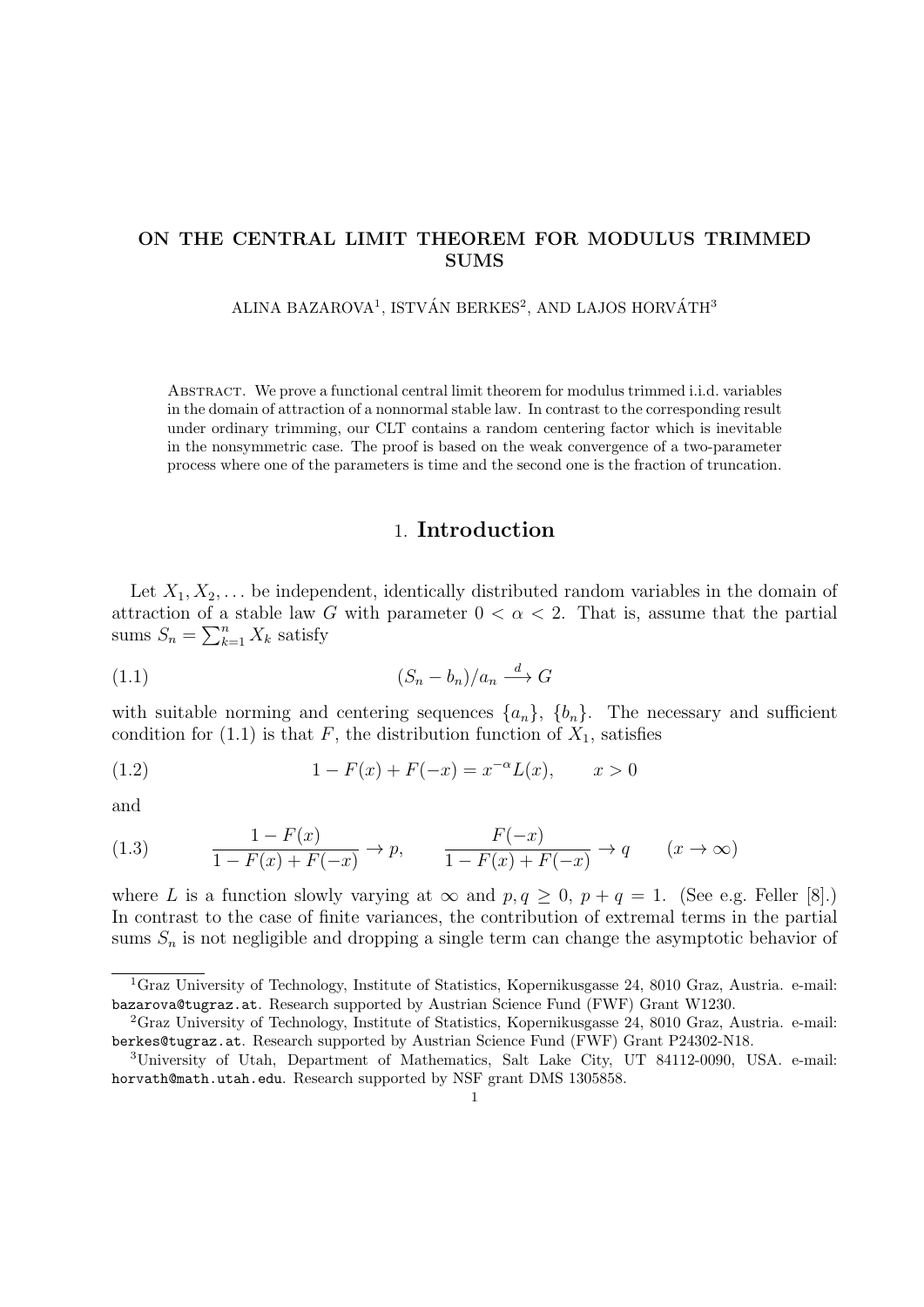# ON THE CENTRAL LIMIT THEOREM FOR MODULUS TRIMMED SUMS

ALINA BAZAROVA[1], ISTVÁN BERKES[2], AND LAJOS HORVÁTH[3]

Abstract. We prove a functional central limit theorem for modulus trimmed i.i.d. variables in the domain of attraction of a nonnormal stable law. In contrast to the corresponding result under ordinary trimming, our CLT contains a random centering factor which is inevitable in the nonsymmetric case. The proof is based on the weak convergence of a two-parameter process where one of the parameters is time and the second one is the fraction of truncation.

## 1. Introduction

Let $X_1, X_2, \dots$ be independent, identically distributed random variables in the domain of attraction of a stable law $G$ with parameter $0 < \alpha < 2$. That is, assume that the partial sums $S_n = \sum_{k=1}^{n} X_k$ satisfy

$$(S_n - b_n)/a_n \xrightarrow{d} G \tag{1.1}$$

with suitable norming and centering sequences $\{a_n\}$, $\{b_n\}$. The necessary and sufficient condition for (1.1) is that $F$, the distribution function of $X_1$, satisfies

$$1 - F(x) + F(-x) = x^{-\alpha} L(x), \qquad x > 0 \tag{1.2}$$

and

$$\frac{1 - F(x)}{1 - F(x) + F(-x)} \to p, \qquad \frac{F(-x)}{1 - F(x) + F(-x)} \to q \qquad (x \to \infty) \tag{1.3}$$

where $L$ is a function slowly varying at $\infty$ and $p, q \geq 0$, $p + q = 1$. (See e.g. Feller [8].) In contrast to the case of finite variances, the contribution of extremal terms in the partial sums $S_n$ is not negligible and dropping a single term can change the asymptotic behavior of

---

[1]Graz University of Technology, Institute of Statistics, Kopernikusgasse 24, 8010 Graz, Austria. e-mail: bazarova@tugraz.at. Research supported by Austrian Science Fund (FWF) Grant W1230.

[2]Graz University of Technology, Institute of Statistics, Kopernikusgasse 24, 8010 Graz, Austria. e-mail: berkes@tugraz.at. Research supported by Austrian Science Fund (FWF) Grant P24302-N18.

[3]University of Utah, Department of Mathematics, Salt Lake City, UT 84112-0090, USA. e-mail: horvath@math.utah.edu. Research supported by NSF grant DMS 1305858.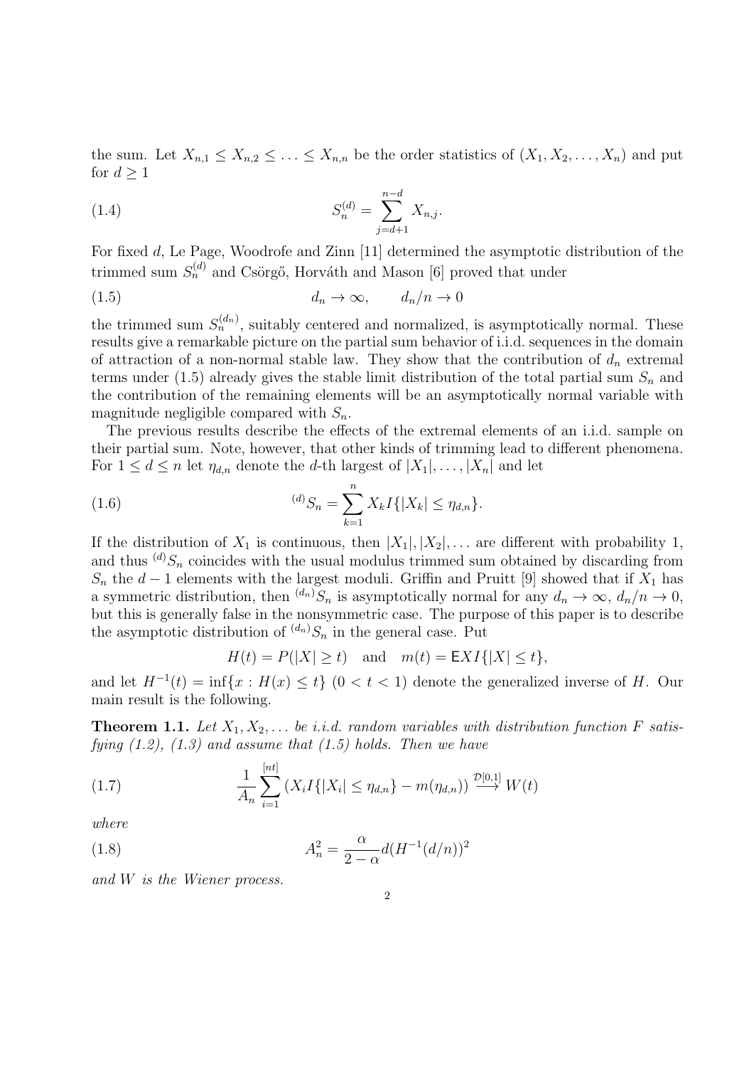the sum. Let $X_{n,1} \le X_{n,2} \le \ldots \le X_{n,n}$ be the order statistics of $(X_1, X_2, \ldots, X_n)$ and put for $d \ge 1$

$$S_n^{(d)} = \sum_{j=d+1}^{n-d} X_{n,j}. \tag{1.4}$$

For fixed $d$, Le Page, Woodrofe and Zinn [11] determined the asymptotic distribution of the trimmed sum $S_n^{(d)}$ and Csörgő, Horváth and Mason [6] proved that under

$$d_n \to \infty, \qquad d_n/n \to 0 \tag{1.5}$$

the trimmed sum $S_n^{(d_n)}$, suitably centered and normalized, is asymptotically normal. These results give a remarkable picture on the partial sum behavior of i.i.d. sequences in the domain of attraction of a non-normal stable law. They show that the contribution of $d_n$ extremal terms under (1.5) already gives the stable limit distribution of the total partial sum $S_n$ and the contribution of the remaining elements will be an asymptotically normal variable with magnitude negligible compared with $S_n$.

The previous results describe the effects of the extremal elements of an i.i.d. sample on their partial sum. Note, however, that other kinds of trimming lead to different phenomena. For $1 \le d \le n$ let $\eta_{d,n}$ denote the $d$-th largest of $|X_1|, \ldots, |X_n|$ and let

$$^{(d)}S_n = \sum_{k=1}^{n} X_k I\{|X_k| \le \eta_{d,n}\}. \tag{1.6}$$

If the distribution of $X_1$ is continuous, then $|X_1|, |X_2|, \ldots$ are different with probability 1, and thus $^{(d)}S_n$ coincides with the usual modulus trimmed sum obtained by discarding from $S_n$ the $d-1$ elements with the largest moduli. Griffin and Pruitt [9] showed that if $X_1$ has a symmetric distribution, then $^{(d_n)}S_n$ is asymptotically normal for any $d_n \to \infty$, $d_n/n \to 0$, but this is generally false in the nonsymmetric case. The purpose of this paper is to describe the asymptotic distribution of $^{(d_n)}S_n$ in the general case. Put

$$H(t) = P(|X| \ge t) \quad \text{and} \quad m(t) = \mathsf{E}XI\{|X| \le t\},$$

and let $H^{-1}(t) = \inf\{x : H(x) \le t\}$ $(0 < t < 1)$ denote the generalized inverse of $H$. Our main result is the following.

**Theorem 1.1.** *Let $X_1, X_2, \ldots$ be i.i.d. random variables with distribution function $F$ satisfying (1.2), (1.3) and assume that (1.5) holds. Then we have*

$$\frac{1}{A_n} \sum_{i=1}^{[nt]} \left( X_i I\{|X_i| \le \eta_{d,n}\} - m(\eta_{d,n}) \right) \xrightarrow{\mathcal{D}[0,1]} W(t) \tag{1.7}$$

*where*

$$A_n^2 = \frac{\alpha}{2-\alpha} d (H^{-1}(d/n))^2 \tag{1.8}$$

*and $W$ is the Wiener process.*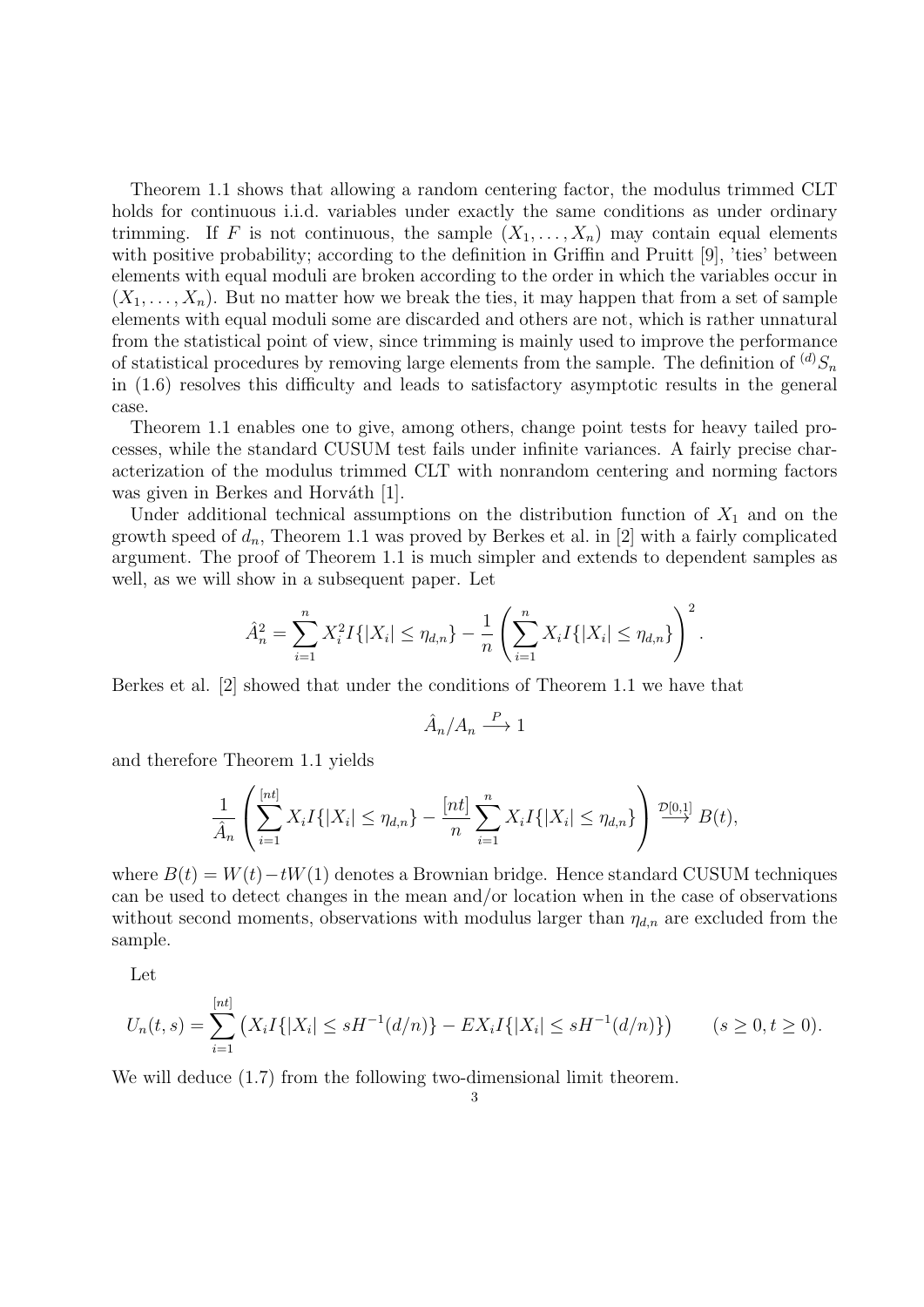Theorem 1.1 shows that allowing a random centering factor, the modulus trimmed CLT holds for continuous i.i.d. variables under exactly the same conditions as under ordinary trimming. If $F$ is not continuous, the sample $(X_1, \ldots, X_n)$ may contain equal elements with positive probability; according to the definition in Griffin and Pruitt [9], 'ties' between elements with equal moduli are broken according to the order in which the variables occur in $(X_1, \ldots, X_n)$. But no matter how we break the ties, it may happen that from a set of sample elements with equal moduli some are discarded and others are not, which is rather unnatural from the statistical point of view, since trimming is mainly used to improve the performance of statistical procedures by removing large elements from the sample. The definition of ${}^{(d)}S_n$ in (1.6) resolves this difficulty and leads to satisfactory asymptotic results in the general case.

Theorem 1.1 enables one to give, among others, change point tests for heavy tailed processes, while the standard CUSUM test fails under infinite variances. A fairly precise characterization of the modulus trimmed CLT with nonrandom centering and norming factors was given in Berkes and Horváth [1].

Under additional technical assumptions on the distribution function of $X_1$ and on the growth speed of $d_n$, Theorem 1.1 was proved by Berkes et al. in [2] with a fairly complicated argument. The proof of Theorem 1.1 is much simpler and extends to dependent samples as well, as we will show in a subsequent paper. Let

$$\hat{A}_n^2 = \sum_{i=1}^{n} X_i^2 I\{|X_i| \leq \eta_{d,n}\} - \frac{1}{n}\left(\sum_{i=1}^{n} X_i I\{|X_i| \leq \eta_{d,n}\}\right)^2.$$

Berkes et al. [2] showed that under the conditions of Theorem 1.1 we have that

$$\hat{A}_n / A_n \xrightarrow{P} 1$$

and therefore Theorem 1.1 yields

$$\frac{1}{\hat{A}_n}\left(\sum_{i=1}^{[nt]} X_i I\{|X_i| \leq \eta_{d,n}\} - \frac{[nt]}{n}\sum_{i=1}^{n} X_i I\{|X_i| \leq \eta_{d,n}\}\right) \xrightarrow{\mathcal{D}[0,1]} B(t),$$

where $B(t) = W(t) - tW(1)$ denotes a Brownian bridge. Hence standard CUSUM techniques can be used to detect changes in the mean and/or location when in the case of observations without second moments, observations with modulus larger than $\eta_{d,n}$ are excluded from the sample.

Let

$$U_n(t,s) = \sum_{i=1}^{[nt]} \left( X_i I\{|X_i| \leq sH^{-1}(d/n)\} - EX_i I\{|X_i| \leq sH^{-1}(d/n)\}\right) \qquad (s \geq 0, t \geq 0).$$

We will deduce (1.7) from the following two-dimensional limit theorem.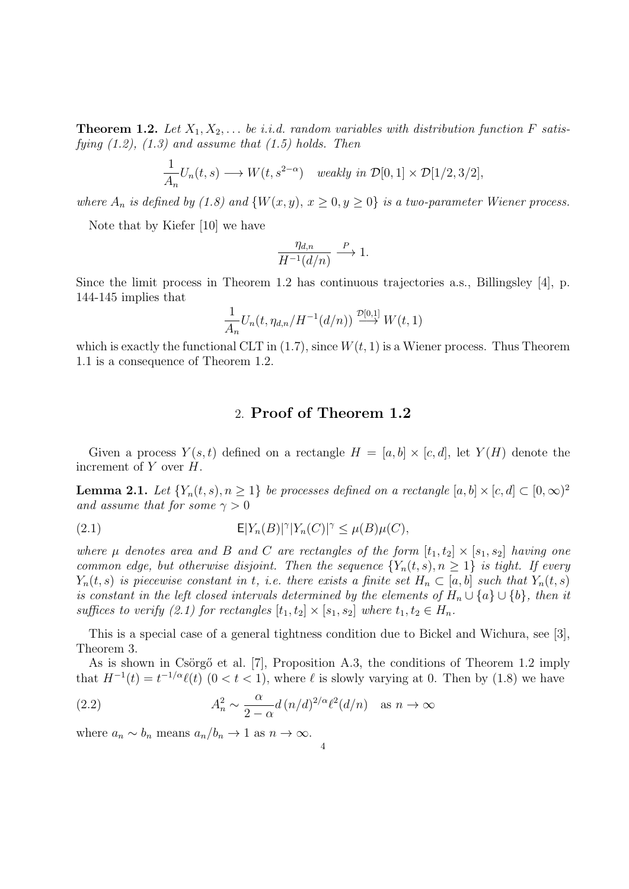**Theorem 1.2.** *Let $X_1, X_2, \ldots$ be i.i.d. random variables with distribution function $F$ satisfying (1.2), (1.3) and assume that (1.5) holds. Then*

$$\frac{1}{A_n} U_n(t,s) \longrightarrow W(t, s^{2-\alpha}) \quad \text{weakly in } \mathcal{D}[0,1] \times \mathcal{D}[1/2, 3/2],$$

*where $A_n$ is defined by (1.8) and $\{W(x,y),\ x \geq 0, y \geq 0\}$ is a two-parameter Wiener process.*

Note that by Kiefer [10] we have

$$\frac{\eta_{d,n}}{H^{-1}(d/n)} \xrightarrow{\ P\ } 1.$$

Since the limit process in Theorem 1.2 has continuous trajectories a.s., Billingsley [4], p. 144-145 implies that

$$\frac{1}{A_n} U_n(t, \eta_{d,n}/H^{-1}(d/n)) \xrightarrow{\mathcal{D}[0,1]} W(t,1)$$

which is exactly the functional CLT in (1.7), since $W(t,1)$ is a Wiener process. Thus Theorem 1.1 is a consequence of Theorem 1.2.

## 2. Proof of Theorem 1.2

Given a process $Y(s,t)$ defined on a rectangle $H = [a,b] \times [c,d]$, let $Y(H)$ denote the increment of $Y$ over $H$.

**Lemma 2.1.** *Let $\{Y_n(t,s), n \geq 1\}$ be processes defined on a rectangle $[a,b] \times [c,d] \subset [0,\infty)^2$ and assume that for some $\gamma > 0$*

$$\mathsf{E}|Y_n(B)|^\gamma |Y_n(C)|^\gamma \leq \mu(B)\mu(C), \tag{2.1}$$

*where $\mu$ denotes area and $B$ and $C$ are rectangles of the form $[t_1, t_2] \times [s_1, s_2]$ having one common edge, but otherwise disjoint. Then the sequence $\{Y_n(t,s), n \geq 1\}$ is tight. If every $Y_n(t,s)$ is piecewise constant in $t$, i.e. there exists a finite set $H_n \subset [a,b]$ such that $Y_n(t,s)$ is constant in the left closed intervals determined by the elements of $H_n \cup \{a\} \cup \{b\}$, then it suffices to verify (2.1) for rectangles $[t_1, t_2] \times [s_1, s_2]$ where $t_1, t_2 \in H_n$.*

This is a special case of a general tightness condition due to Bickel and Wichura, see [3], Theorem 3.

As is shown in Csörgő et al. [7], Proposition A.3, the conditions of Theorem 1.2 imply that $H^{-1}(t) = t^{-1/\alpha}\ell(t)$ $(0 < t < 1)$, where $\ell$ is slowly varying at 0. Then by (1.8) we have

$$A_n^2 \sim \frac{\alpha}{2-\alpha} d\, (n/d)^{2/\alpha} \ell^2(d/n) \quad \text{as } n \to \infty \tag{2.2}$$

where $a_n \sim b_n$ means $a_n/b_n \to 1$ as $n \to \infty$.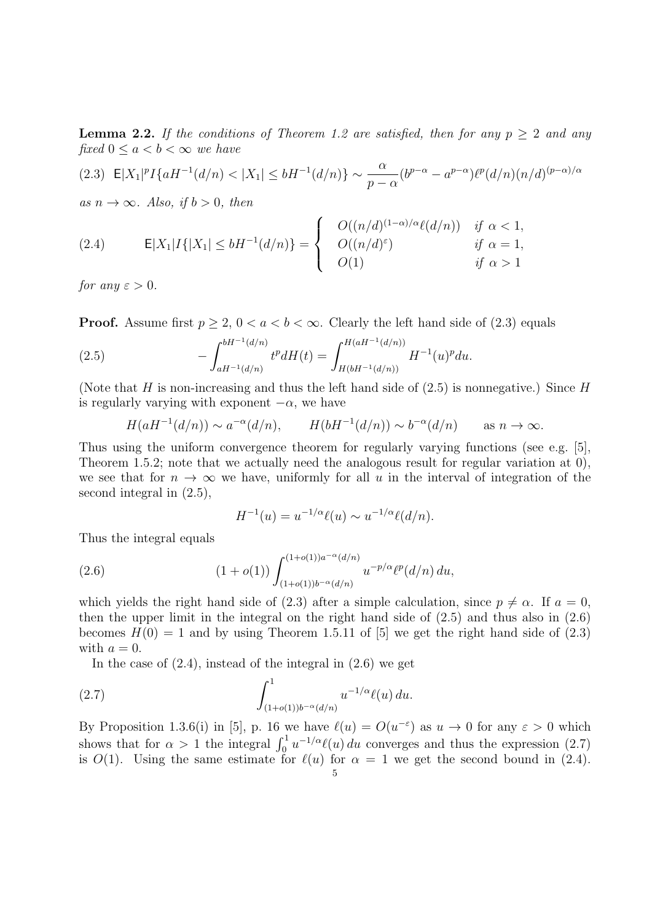**Lemma 2.2.** *If the conditions of Theorem 1.2 are satisfied, then for any $p \geq 2$ and any fixed $0 \leq a < b < \infty$ we have*

$$\mathsf{E}|X_1|^p I\{aH^{-1}(d/n) < |X_1| \leq bH^{-1}(d/n)\} \sim \frac{\alpha}{p-\alpha}(b^{p-\alpha} - a^{p-\alpha})\ell^p(d/n)(n/d)^{(p-\alpha)/\alpha} \tag{2.3}$$

*as $n \to \infty$. Also, if $b > 0$, then*

$$\mathsf{E}|X_1|I\{|X_1| \leq bH^{-1}(d/n)\} = \begin{cases} O((n/d)^{(1-\alpha)/\alpha}\ell(d/n)) & \text{if } \alpha < 1, \\ O((n/d)^{\varepsilon}) & \text{if } \alpha = 1, \\ O(1) & \text{if } \alpha > 1 \end{cases} \tag{2.4}$$

*for any $\varepsilon > 0$.*

**Proof.** Assume first $p \geq 2$, $0 < a < b < \infty$. Clearly the left hand side of (2.3) equals

$$-\int_{aH^{-1}(d/n)}^{bH^{-1}(d/n)} t^p dH(t) = \int_{H(bH^{-1}(d/n))}^{H(aH^{-1}(d/n))} H^{-1}(u)^p du. \tag{2.5}$$

(Note that $H$ is non-increasing and thus the left hand side of (2.5) is nonnegative.) Since $H$ is regularly varying with exponent $-\alpha$, we have

$$H(aH^{-1}(d/n)) \sim a^{-\alpha}(d/n), \qquad H(bH^{-1}(d/n)) \sim b^{-\alpha}(d/n) \qquad \text{as } n \to \infty.$$

Thus using the uniform convergence theorem for regularly varying functions (see e.g. [5], Theorem 1.5.2; note that we actually need the analogous result for regular variation at 0), we see that for $n \to \infty$ we have, uniformly for all $u$ in the interval of integration of the second integral in (2.5),

$$H^{-1}(u) = u^{-1/\alpha}\ell(u) \sim u^{-1/\alpha}\ell(d/n).$$

Thus the integral equals

$$(1 + o(1)) \int_{(1+o(1))b^{-\alpha}(d/n)}^{(1+o(1))a^{-\alpha}(d/n)} u^{-p/\alpha}\ell^p(d/n)\, du, \tag{2.6}$$

which yields the right hand side of (2.3) after a simple calculation, since $p \neq \alpha$. If $a = 0$, then the upper limit in the integral on the right hand side of (2.5) and thus also in (2.6) becomes $H(0) = 1$ and by using Theorem 1.5.11 of [5] we get the right hand side of (2.3) with $a = 0$.

In the case of (2.4), instead of the integral in (2.6) we get

$$\int_{(1+o(1))b^{-\alpha}(d/n)}^{1} u^{-1/\alpha}\ell(u)\, du. \tag{2.7}$$

By Proposition 1.3.6(i) in [5], p. 16 we have $\ell(u) = O(u^{-\varepsilon})$ as $u \to 0$ for any $\varepsilon > 0$ which shows that for $\alpha > 1$ the integral $\int_0^1 u^{-1/\alpha}\ell(u)\, du$ converges and thus the expression (2.7) is $O(1)$. Using the same estimate for $\ell(u)$ for $\alpha = 1$ we get the second bound in (2.4).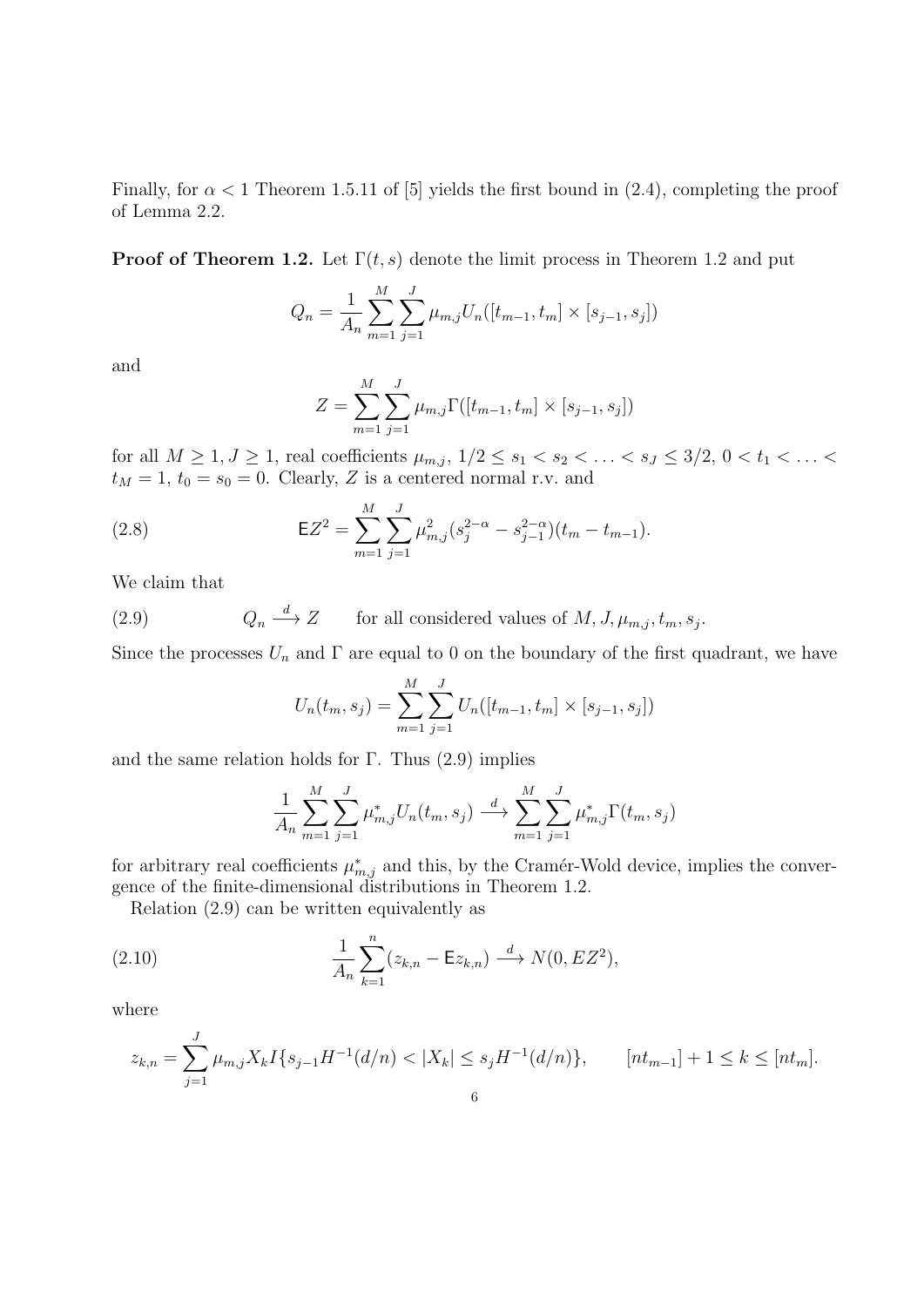Finally, for $\alpha < 1$ Theorem 1.5.11 of [5] yields the first bound in (2.4), completing the proof of Lemma 2.2.

**Proof of Theorem 1.2.** Let $\Gamma(t,s)$ denote the limit process in Theorem 1.2 and put

$$Q_n = \frac{1}{A_n} \sum_{m=1}^{M} \sum_{j=1}^{J} \mu_{m,j} U_n([t_{m-1}, t_m] \times [s_{j-1}, s_j])$$

and

$$Z = \sum_{m=1}^{M} \sum_{j=1}^{J} \mu_{m,j} \Gamma([t_{m-1}, t_m] \times [s_{j-1}, s_j])$$

for all $M \geq 1, J \geq 1$, real coefficients $\mu_{m,j}$, $1/2 \leq s_1 < s_2 < \ldots < s_J \leq 3/2$, $0 < t_1 < \ldots < t_M = 1$, $t_0 = s_0 = 0$. Clearly, $Z$ is a centered normal r.v. and

$$\mathsf{E}Z^2 = \sum_{m=1}^{M} \sum_{j=1}^{J} \mu_{m,j}^2 (s_j^{2-\alpha} - s_{j-1}^{2-\alpha})(t_m - t_{m-1}). \tag{2.8}$$

We claim that

$$Q_n \xrightarrow{d} Z \qquad \text{for all considered values of } M, J, \mu_{m,j}, t_m, s_j. \tag{2.9}$$

Since the processes $U_n$ and $\Gamma$ are equal to 0 on the boundary of the first quadrant, we have

$$U_n(t_m, s_j) = \sum_{m=1}^{M} \sum_{j=1}^{J} U_n([t_{m-1}, t_m] \times [s_{j-1}, s_j])$$

and the same relation holds for $\Gamma$. Thus (2.9) implies

$$\frac{1}{A_n} \sum_{m=1}^{M} \sum_{j=1}^{J} \mu_{m,j}^* U_n(t_m, s_j) \xrightarrow{d} \sum_{m=1}^{M} \sum_{j=1}^{J} \mu_{m,j}^* \Gamma(t_m, s_j)$$

for arbitrary real coefficients $\mu_{m,j}^*$ and this, by the Cramér-Wold device, implies the convergence of the finite-dimensional distributions in Theorem 1.2.

Relation (2.9) can be written equivalently as

$$\frac{1}{A_n} \sum_{k=1}^{n} (z_{k,n} - \mathsf{E}z_{k,n}) \xrightarrow{d} N(0, EZ^2), \tag{2.10}$$

where

$$z_{k,n} = \sum_{j=1}^{J} \mu_{m,j} X_k I\{s_{j-1} H^{-1}(d/n) < |X_k| \leq s_j H^{-1}(d/n)\}, \qquad [nt_{m-1}] + 1 \leq k \leq [nt_m].$$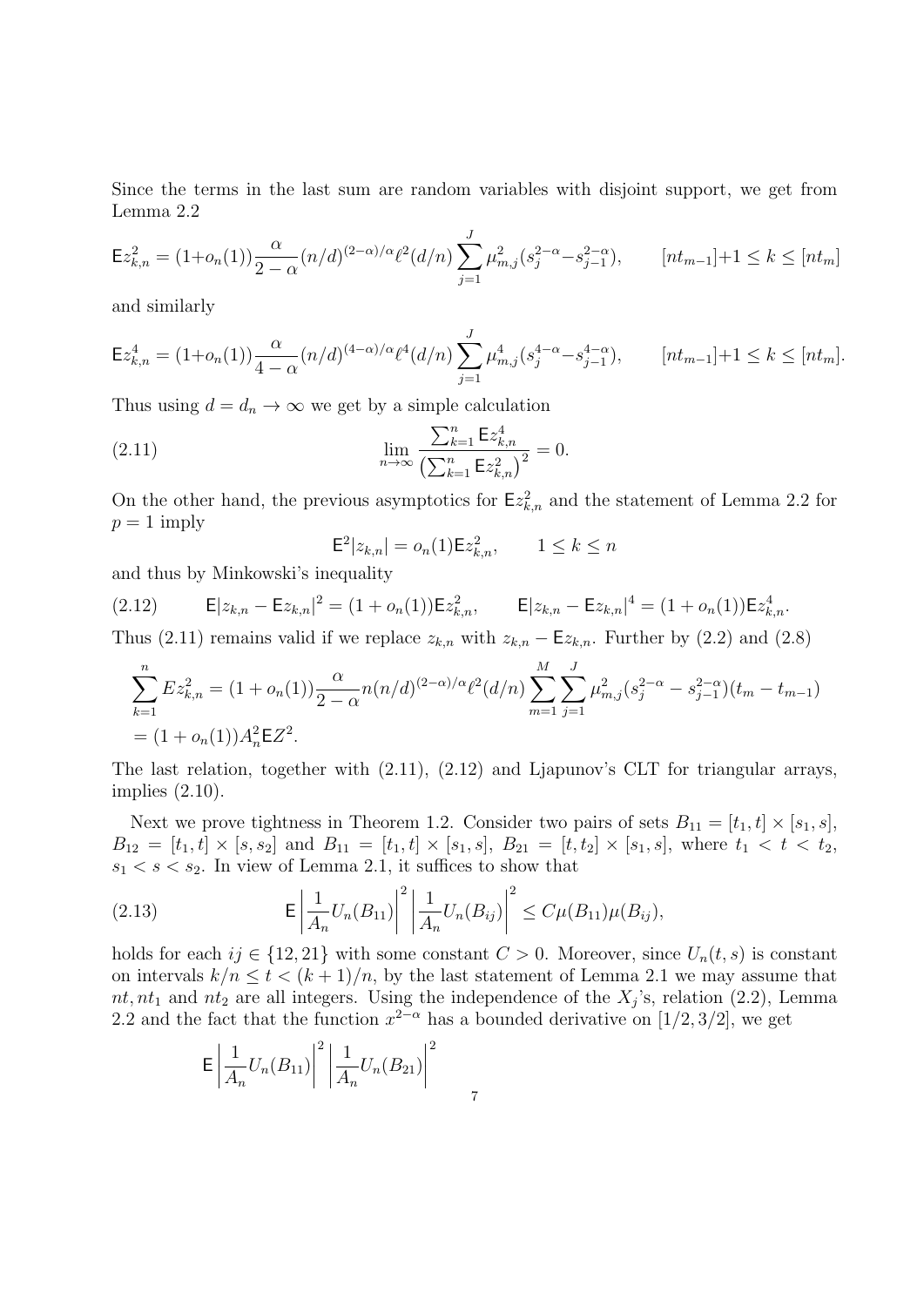Since the terms in the last sum are random variables with disjoint support, we get from Lemma 2.2

$$\mathsf{E}z_{k,n}^2 = (1+o_n(1))\frac{\alpha}{2-\alpha}(n/d)^{(2-\alpha)/\alpha}\ell^2(d/n)\sum_{j=1}^J \mu_{m,j}^2(s_j^{2-\alpha}-s_{j-1}^{2-\alpha}), \qquad [nt_{m-1}]+1 \le k \le [nt_m]$$

and similarly

$$\mathsf{E}z_{k,n}^4 = (1+o_n(1))\frac{\alpha}{4-\alpha}(n/d)^{(4-\alpha)/\alpha}\ell^4(d/n)\sum_{j=1}^J \mu_{m,j}^4(s_j^{4-\alpha}-s_{j-1}^{4-\alpha}), \qquad [nt_{m-1}]+1 \le k \le [nt_m].$$

Thus using $d = d_n \to \infty$ we get by a simple calculation

$$\lim_{n\to\infty} \frac{\sum_{k=1}^n \mathsf{E}z_{k,n}^4}{\left(\sum_{k=1}^n \mathsf{E}z_{k,n}^2\right)^2} = 0. \tag{2.11}$$

On the other hand, the previous asymptotics for $\mathsf{E}z_{k,n}^2$ and the statement of Lemma 2.2 for $p=1$ imply

$$\mathsf{E}^2|z_{k,n}| = o_n(1)\mathsf{E}z_{k,n}^2, \qquad 1 \le k \le n$$

and thus by Minkowski's inequality

$$\mathsf{E}|z_{k,n} - \mathsf{E}z_{k,n}|^2 = (1+o_n(1))\mathsf{E}z_{k,n}^2, \qquad \mathsf{E}|z_{k,n} - \mathsf{E}z_{k,n}|^4 = (1+o_n(1))\mathsf{E}z_{k,n}^4. \tag{2.12}$$

Thus (2.11) remains valid if we replace $z_{k,n}$ with $z_{k,n} - \mathsf{E}z_{k,n}$. Further by (2.2) and (2.8)

$$\begin{aligned}\sum_{k=1}^n Ez_{k,n}^2 &= (1+o_n(1))\frac{\alpha}{2-\alpha}n(n/d)^{(2-\alpha)/\alpha}\ell^2(d/n)\sum_{m=1}^M\sum_{j=1}^J \mu_{m,j}^2(s_j^{2-\alpha}-s_{j-1}^{2-\alpha})(t_m - t_{m-1}) \\ &= (1+o_n(1))A_n^2\mathsf{E}Z^2.\end{aligned}$$

The last relation, together with (2.11), (2.12) and Ljapunov's CLT for triangular arrays, implies (2.10).

Next we prove tightness in Theorem 1.2. Consider two pairs of sets $B_{11} = [t_1, t] \times [s_1, s]$, $B_{12} = [t_1, t] \times [s, s_2]$ and $B_{11} = [t_1, t] \times [s_1, s]$, $B_{21} = [t, t_2] \times [s_1, s]$, where $t_1 < t < t_2$, $s_1 < s < s_2$. In view of Lemma 2.1, it suffices to show that

$$\mathsf{E}\left|\frac{1}{A_n}U_n(B_{11})\right|^2\left|\frac{1}{A_n}U_n(B_{ij})\right|^2 \le C\mu(B_{11})\mu(B_{ij}), \tag{2.13}$$

holds for each $ij \in \{12, 21\}$ with some constant $C > 0$. Moreover, since $U_n(t,s)$ is constant on intervals $k/n \le t < (k+1)/n$, by the last statement of Lemma 2.1 we may assume that $nt, nt_1$ and $nt_2$ are all integers. Using the independence of the $X_j$'s, relation (2.2), Lemma 2.2 and the fact that the function $x^{2-\alpha}$ has a bounded derivative on $[1/2, 3/2]$, we get

$$\mathsf{E}\left|\frac{1}{A_n}U_n(B_{11})\right|^2\left|\frac{1}{A_n}U_n(B_{21})\right|^2$$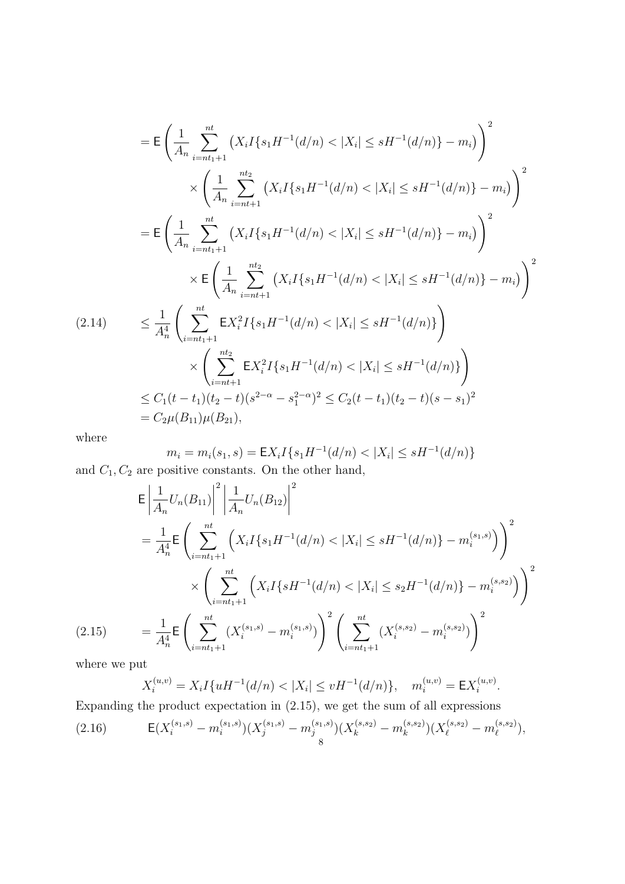$$
\begin{aligned}
&= \mathsf{E}\left(\frac{1}{A_n}\sum_{i=nt_1+1}^{nt}\left(X_i I\{s_1H^{-1}(d/n)<|X_i|\le sH^{-1}(d/n)\}-m_i\right)\right)^2 \\
&\qquad\times\left(\frac{1}{A_n}\sum_{i=nt+1}^{nt_2}\left(X_i I\{s_1H^{-1}(d/n)<|X_i|\le sH^{-1}(d/n)\}-m_i\right)\right)^2 \\
&= \mathsf{E}\left(\frac{1}{A_n}\sum_{i=nt_1+1}^{nt}\left(X_i I\{s_1H^{-1}(d/n)<|X_i|\le sH^{-1}(d/n)\}-m_i\right)\right)^2 \\
&\qquad\times \mathsf{E}\left(\frac{1}{A_n}\sum_{i=nt+1}^{nt_2}\left(X_i I\{s_1H^{-1}(d/n)<|X_i|\le sH^{-1}(d/n)\}-m_i\right)\right)^2 \\
&\le \frac{1}{A_n^4}\left(\sum_{i=nt_1+1}^{nt}\mathsf{E}X_i^2 I\{s_1H^{-1}(d/n)<|X_i|\le sH^{-1}(d/n)\}\right) \qquad (2.14)\\
&\qquad\times\left(\sum_{i=nt+1}^{nt_2}\mathsf{E}X_i^2 I\{s_1H^{-1}(d/n)<|X_i|\le sH^{-1}(d/n)\}\right) \\
&\le C_1(t-t_1)(t_2-t)(s^{2-\alpha}-s_1^{2-\alpha})^2 \le C_2(t-t_1)(t_2-t)(s-s_1)^2 \\
&= C_2\mu(B_{11})\mu(B_{21}),
\end{aligned}
$$

where

$$
m_i = m_i(s_1,s) = \mathsf{E}X_i I\{s_1H^{-1}(d/n)<|X_i|\le sH^{-1}(d/n)\}
$$

and $C_1, C_2$ are positive constants. On the other hand,

$$
\begin{aligned}
&\mathsf{E}\left|\frac{1}{A_n}U_n(B_{11})\right|^2\left|\frac{1}{A_n}U_n(B_{12})\right|^2 \\
&= \frac{1}{A_n^4}\mathsf{E}\left(\sum_{i=nt_1+1}^{nt}\left(X_i I\{s_1H^{-1}(d/n)<|X_i|\le sH^{-1}(d/n)\}-m_i^{(s_1,s)}\right)\right)^2 \\
&\qquad\times\left(\sum_{i=nt_1+1}^{nt}\left(X_i I\{sH^{-1}(d/n)<|X_i|\le s_2H^{-1}(d/n)\}-m_i^{(s,s_2)}\right)\right)^2 \\
&= \frac{1}{A_n^4}\mathsf{E}\left(\sum_{i=nt_1+1}^{nt}(X_i^{(s_1,s)}-m_i^{(s_1,s)})\right)^2\left(\sum_{i=nt_1+1}^{nt}(X_i^{(s,s_2)}-m_i^{(s,s_2)})\right)^2 \qquad (2.15)
\end{aligned}
$$

where we put

$$
X_i^{(u,v)} = X_i I\{uH^{-1}(d/n)<|X_i|\le vH^{-1}(d/n)\}, \quad m_i^{(u,v)} = \mathsf{E}X_i^{(u,v)}.
$$

Expanding the product expectation in (2.15), we get the sum of all expressions

$$
\mathsf{E}(X_i^{(s_1,s)}-m_i^{(s_1,s)})(X_j^{(s_1,s)}-m_j^{(s_1,s)})(X_k^{(s,s_2)}-m_k^{(s,s_2)})(X_\ell^{(s,s_2)}-m_\ell^{(s,s_2)}), \qquad (2.16)
$$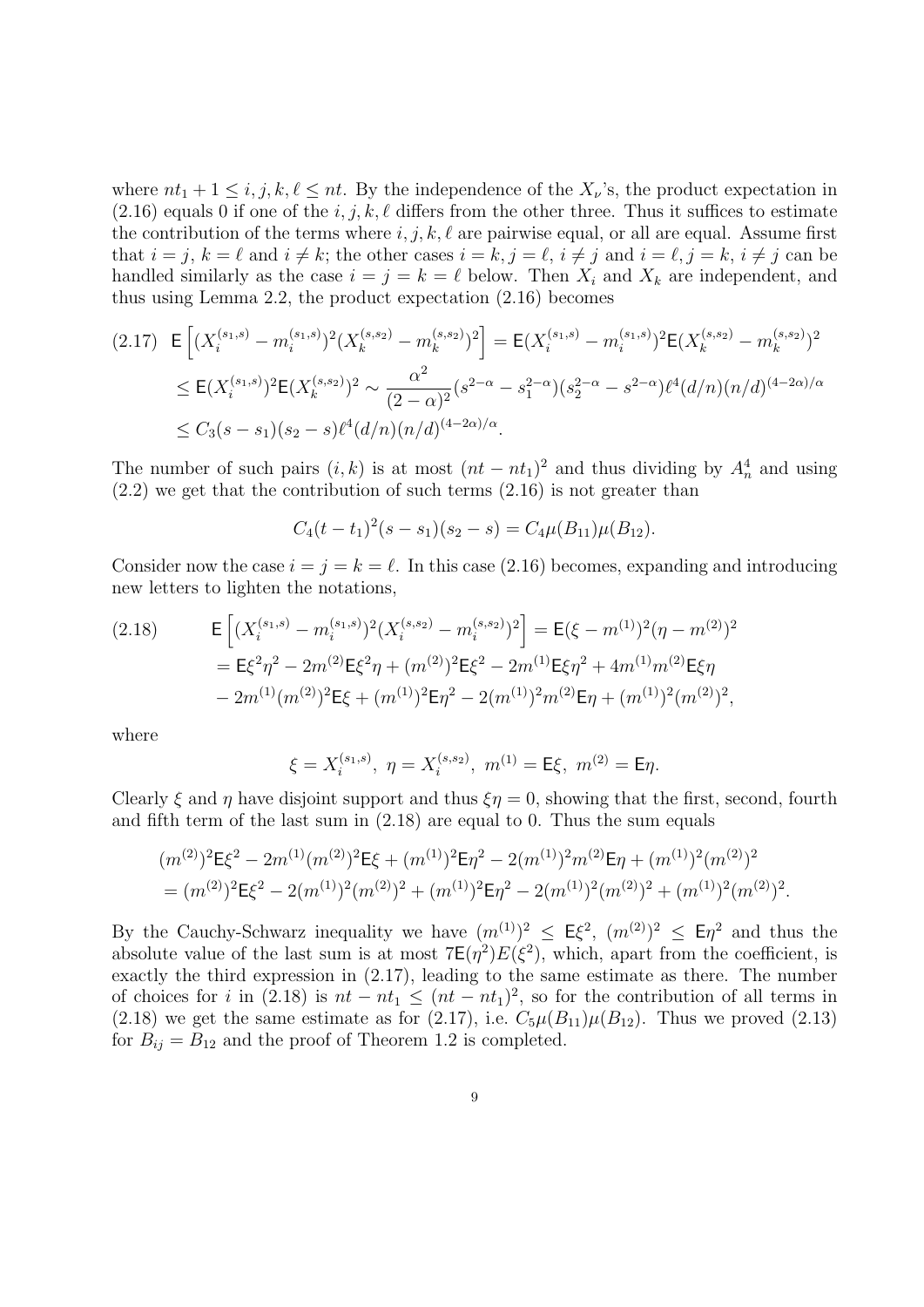where $nt_1 + 1 \le i, j, k, \ell \le nt$. By the independence of the $X_\nu$'s, the product expectation in (2.16) equals 0 if one of the $i, j, k, \ell$ differs from the other three. Thus it suffices to estimate the contribution of the terms where $i, j, k, \ell$ are pairwise equal, or all are equal. Assume first that $i = j$, $k = \ell$ and $i \ne k$; the other cases $i = k, j = \ell$, $i \ne j$ and $i = \ell, j = k$, $i \ne j$ can be handled similarly as the case $i = j = k = \ell$ below. Then $X_i$ and $X_k$ are independent, and thus using Lemma 2.2, the product expectation (2.16) becomes

$$
\begin{aligned}
(2.17)\quad \mathsf{E}\left[(X_i^{(s_1,s)} - m_i^{(s_1,s)})^2 (X_k^{(s,s_2)} - m_k^{(s,s_2)})^2\right] &= \mathsf{E}(X_i^{(s_1,s)} - m_i^{(s_1,s)})^2 \mathsf{E}(X_k^{(s,s_2)} - m_k^{(s,s_2)})^2 \\
&\le \mathsf{E}(X_i^{(s_1,s)})^2 \mathsf{E}(X_k^{(s,s_2)})^2 \sim \frac{\alpha^2}{(2-\alpha)^2}(s^{2-\alpha} - s_1^{2-\alpha})(s_2^{2-\alpha} - s^{2-\alpha})\ell^4 (d/n)(n/d)^{(4-2\alpha)/\alpha} \\
&\le C_3 (s - s_1)(s_2 - s)\ell^4 (d/n)(n/d)^{(4-2\alpha)/\alpha}.
\end{aligned}
$$

The number of such pairs $(i, k)$ is at most $(nt - nt_1)^2$ and thus dividing by $A_n^4$ and using (2.2) we get that the contribution of such terms (2.16) is not greater than

$$
C_4 (t - t_1)^2 (s - s_1)(s_2 - s) = C_4 \mu(B_{11})\mu(B_{12}).
$$

Consider now the case $i = j = k = \ell$. In this case (2.16) becomes, expanding and introducing new letters to lighten the notations,

$$
\begin{aligned}
(2.18)\qquad \mathsf{E}\left[(X_i^{(s_1,s)} - m_i^{(s_1,s)})^2 (X_i^{(s,s_2)} - m_i^{(s,s_2)})^2\right] &= \mathsf{E}(\xi - m^{(1)})^2 (\eta - m^{(2)})^2 \\
&= \mathsf{E}\xi^2\eta^2 - 2m^{(2)}\mathsf{E}\xi^2\eta + (m^{(2)})^2\mathsf{E}\xi^2 - 2m^{(1)}\mathsf{E}\xi\eta^2 + 4m^{(1)}m^{(2)}\mathsf{E}\xi\eta \\
&\quad - 2m^{(1)}(m^{(2)})^2\mathsf{E}\xi + (m^{(1)})^2\mathsf{E}\eta^2 - 2(m^{(1)})^2 m^{(2)}\mathsf{E}\eta + (m^{(1)})^2(m^{(2)})^2,
\end{aligned}
$$

where

$$
\xi = X_i^{(s_1,s)},\ \eta = X_i^{(s,s_2)},\ m^{(1)} = \mathsf{E}\xi,\ m^{(2)} = \mathsf{E}\eta.
$$

Clearly $\xi$ and $\eta$ have disjoint support and thus $\xi\eta = 0$, showing that the first, second, fourth and fifth term of the last sum in (2.18) are equal to 0. Thus the sum equals

$$
\begin{aligned}
&(m^{(2)})^2\mathsf{E}\xi^2 - 2m^{(1)}(m^{(2)})^2\mathsf{E}\xi + (m^{(1)})^2\mathsf{E}\eta^2 - 2(m^{(1)})^2 m^{(2)}\mathsf{E}\eta + (m^{(1)})^2(m^{(2)})^2 \\
&= (m^{(2)})^2\mathsf{E}\xi^2 - 2(m^{(1)})^2(m^{(2)})^2 + (m^{(1)})^2\mathsf{E}\eta^2 - 2(m^{(1)})^2(m^{(2)})^2 + (m^{(1)})^2(m^{(2)})^2.
\end{aligned}
$$

By the Cauchy-Schwarz inequality we have $(m^{(1)})^2 \le \mathsf{E}\xi^2$, $(m^{(2)})^2 \le \mathsf{E}\eta^2$ and thus the absolute value of the last sum is at most $7\mathsf{E}(\eta^2)E(\xi^2)$, which, apart from the coefficient, is exactly the third expression in (2.17), leading to the same estimate as there. The number of choices for $i$ in (2.18) is $nt - nt_1 \le (nt - nt_1)^2$, so for the contribution of all terms in (2.18) we get the same estimate as for (2.17), i.e. $C_5\mu(B_{11})\mu(B_{12})$. Thus we proved (2.13) for $B_{ij} = B_{12}$ and the proof of Theorem 1.2 is completed.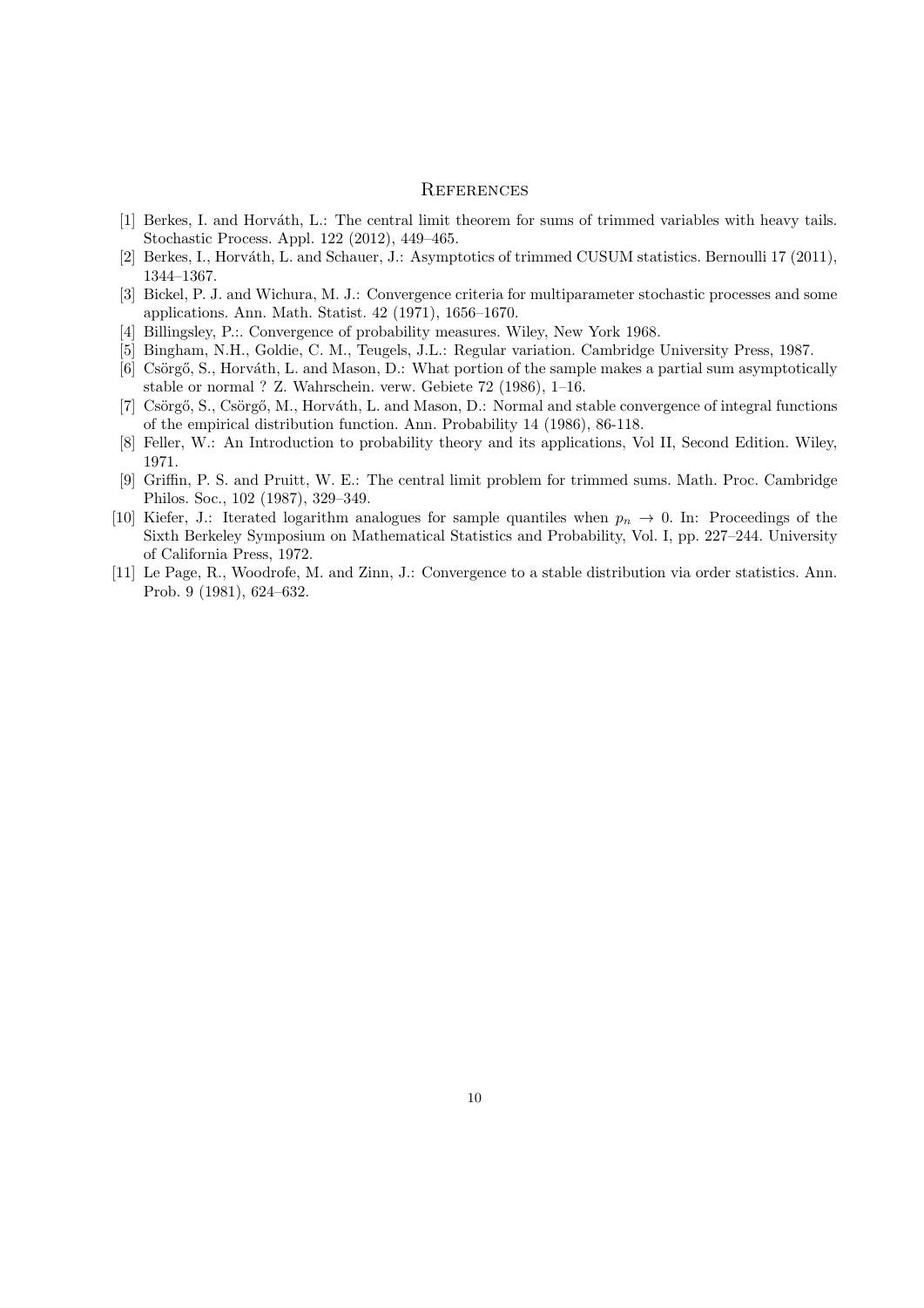## References

[1] Berkes, I. and Horváth, L.: The central limit theorem for sums of trimmed variables with heavy tails. Stochastic Process. Appl. 122 (2012), 449–465.

[2] Berkes, I., Horváth, L. and Schauer, J.: Asymptotics of trimmed CUSUM statistics. Bernoulli 17 (2011), 1344–1367.

[3] Bickel, P. J. and Wichura, M. J.: Convergence criteria for multiparameter stochastic processes and some applications. Ann. Math. Statist. 42 (1971), 1656–1670.

[4] Billingsley, P.:. Convergence of probability measures. Wiley, New York 1968.

[5] Bingham, N.H., Goldie, C. M., Teugels, J.L.: Regular variation. Cambridge University Press, 1987.

[6] Csörgő, S., Horváth, L. and Mason, D.: What portion of the sample makes a partial sum asymptotically stable or normal ? Z. Wahrschein. verw. Gebiete 72 (1986), 1–16.

[7] Csörgő, S., Csörgő, M., Horváth, L. and Mason, D.: Normal and stable convergence of integral functions of the empirical distribution function. Ann. Probability 14 (1986), 86-118.

[8] Feller, W.: An Introduction to probability theory and its applications, Vol II, Second Edition. Wiley, 1971.

[9] Griffin, P. S. and Pruitt, W. E.: The central limit problem for trimmed sums. Math. Proc. Cambridge Philos. Soc., 102 (1987), 329–349.

[10] Kiefer, J.: Iterated logarithm analogues for sample quantiles when $p_n \to 0$. In: Proceedings of the Sixth Berkeley Symposium on Mathematical Statistics and Probability, Vol. I, pp. 227–244. University of California Press, 1972.

[11] Le Page, R., Woodrofe, M. and Zinn, J.: Convergence to a stable distribution via order statistics. Ann. Prob. 9 (1981), 624–632.